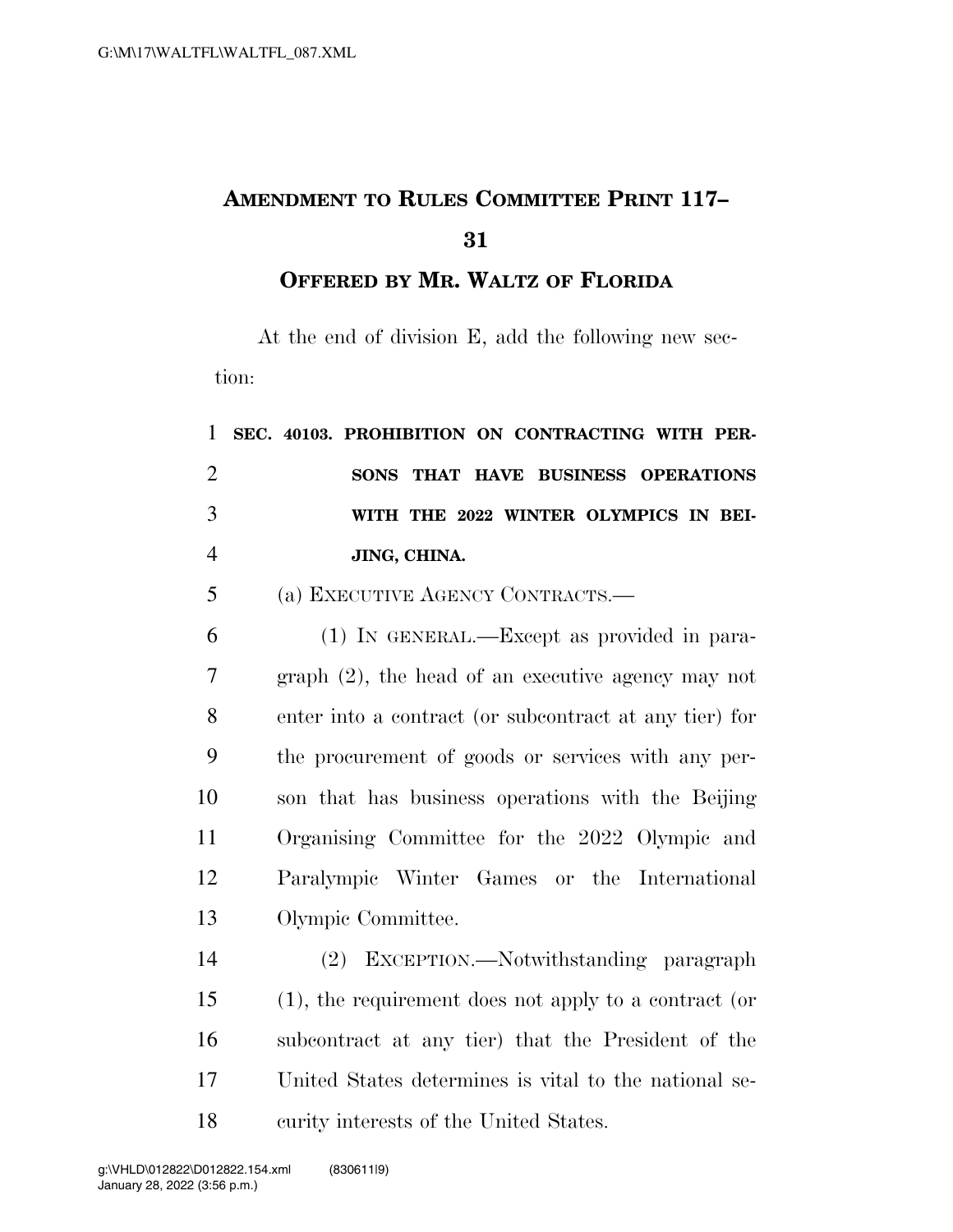# AMENDMENT TO RULES COMMITTEE PRINT 117–31

## OFFERED BY MR. WALTZ OF FLORIDA

At the end of division E, add the following new section:

**SEC. 40103. PROHIBITION ON CONTRACTING WITH PERSONS THAT HAVE BUSINESS OPERATIONS WITH THE 2022 WINTER OLYMPICS IN BEIJING, CHINA.**

(a) EXECUTIVE AGENCY CONTRACTS.—

(1) IN GENERAL.—Except as provided in paragraph (2), the head of an executive agency may not enter into a contract (or subcontract at any tier) for the procurement of goods or services with any person that has business operations with the Beijing Organising Committee for the 2022 Olympic and Paralympic Winter Games or the International Olympic Committee.

(2) EXCEPTION.—Notwithstanding paragraph (1), the requirement does not apply to a contract (or subcontract at any tier) that the President of the United States determines is vital to the national security interests of the United States.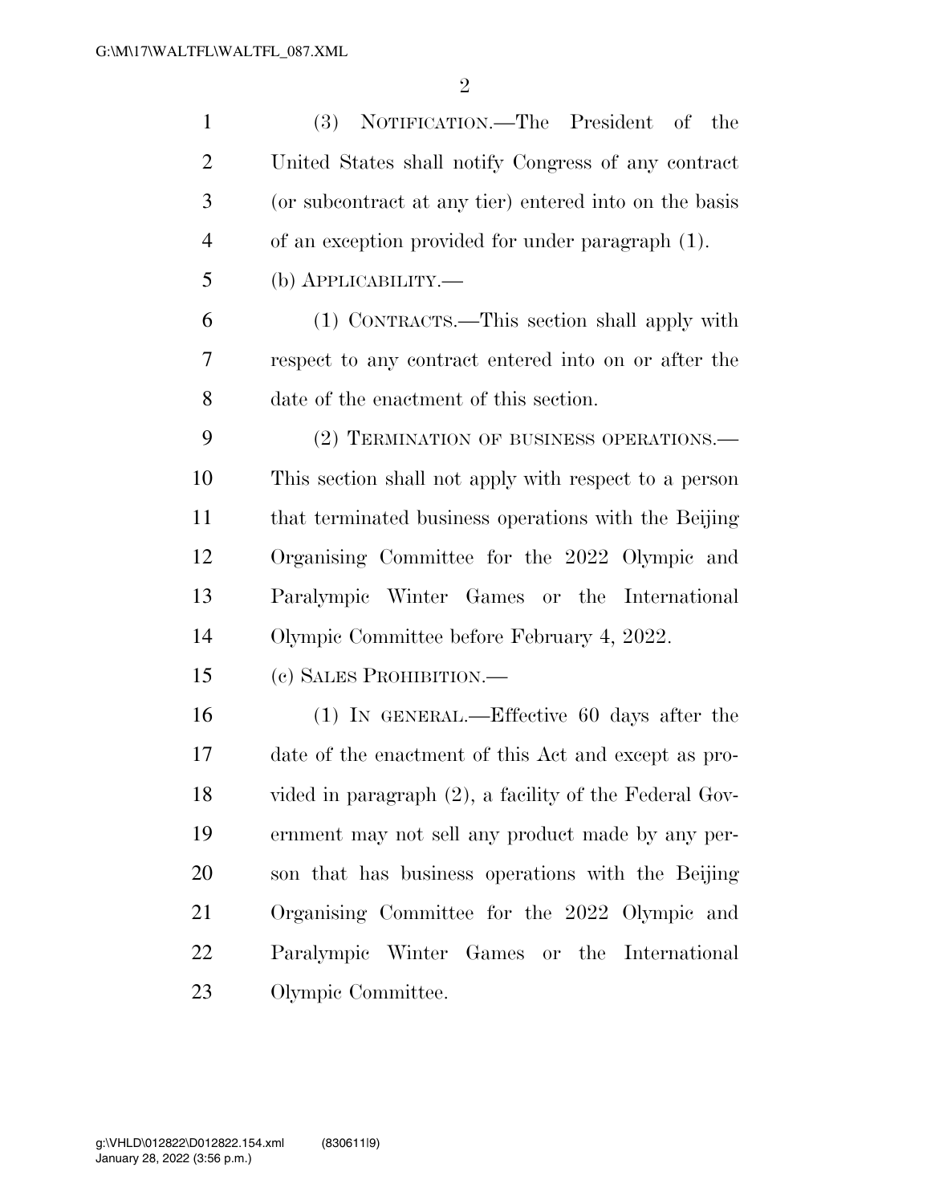(3) NOTIFICATION.—The President of the United States shall notify Congress of any contract (or subcontract at any tier) entered into on the basis of an exception provided for under paragraph (1).

(b) APPLICABILITY.—

(1) CONTRACTS.—This section shall apply with respect to any contract entered into on or after the date of the enactment of this section.

(2) TERMINATION OF BUSINESS OPERATIONS.—This section shall not apply with respect to a person that terminated business operations with the Beijing Organising Committee for the 2022 Olympic and Paralympic Winter Games or the International Olympic Committee before February 4, 2022.

(c) SALES PROHIBITION.—

(1) IN GENERAL.—Effective 60 days after the date of the enactment of this Act and except as provided in paragraph (2), a facility of the Federal Government may not sell any product made by any person that has business operations with the Beijing Organising Committee for the 2022 Olympic and Paralympic Winter Games or the International Olympic Committee.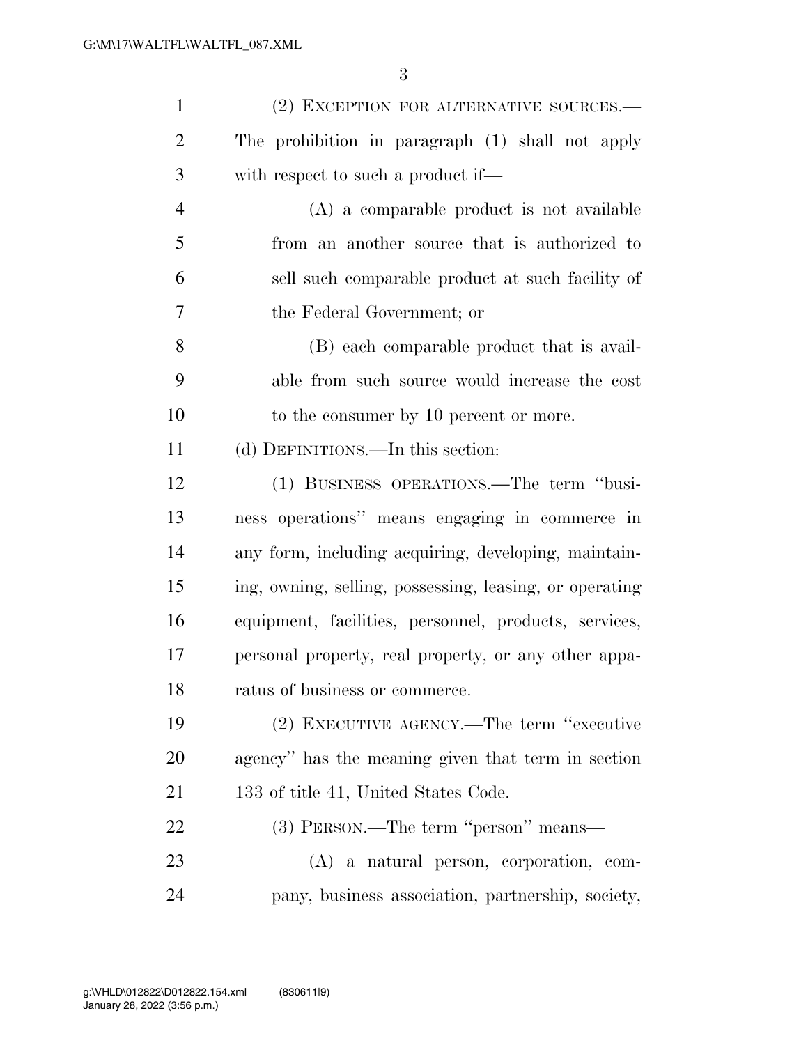(2) EXCEPTION FOR ALTERNATIVE SOURCES.—The prohibition in paragraph (1) shall not apply with respect to such a product if—

(A) a comparable product is not available from an another source that is authorized to sell such comparable product at such facility of the Federal Government; or

(B) each comparable product that is available from such source would increase the cost to the consumer by 10 percent or more.

(d) DEFINITIONS.—In this section:

(1) BUSINESS OPERATIONS.—The term "business operations" means engaging in commerce in any form, including acquiring, developing, maintaining, owning, selling, possessing, leasing, or operating equipment, facilities, personnel, products, services, personal property, real property, or any other apparatus of business or commerce.

(2) EXECUTIVE AGENCY.—The term "executive agency" has the meaning given that term in section 133 of title 41, United States Code.

(3) PERSON.—The term "person" means—

(A) a natural person, corporation, company, business association, partnership, society,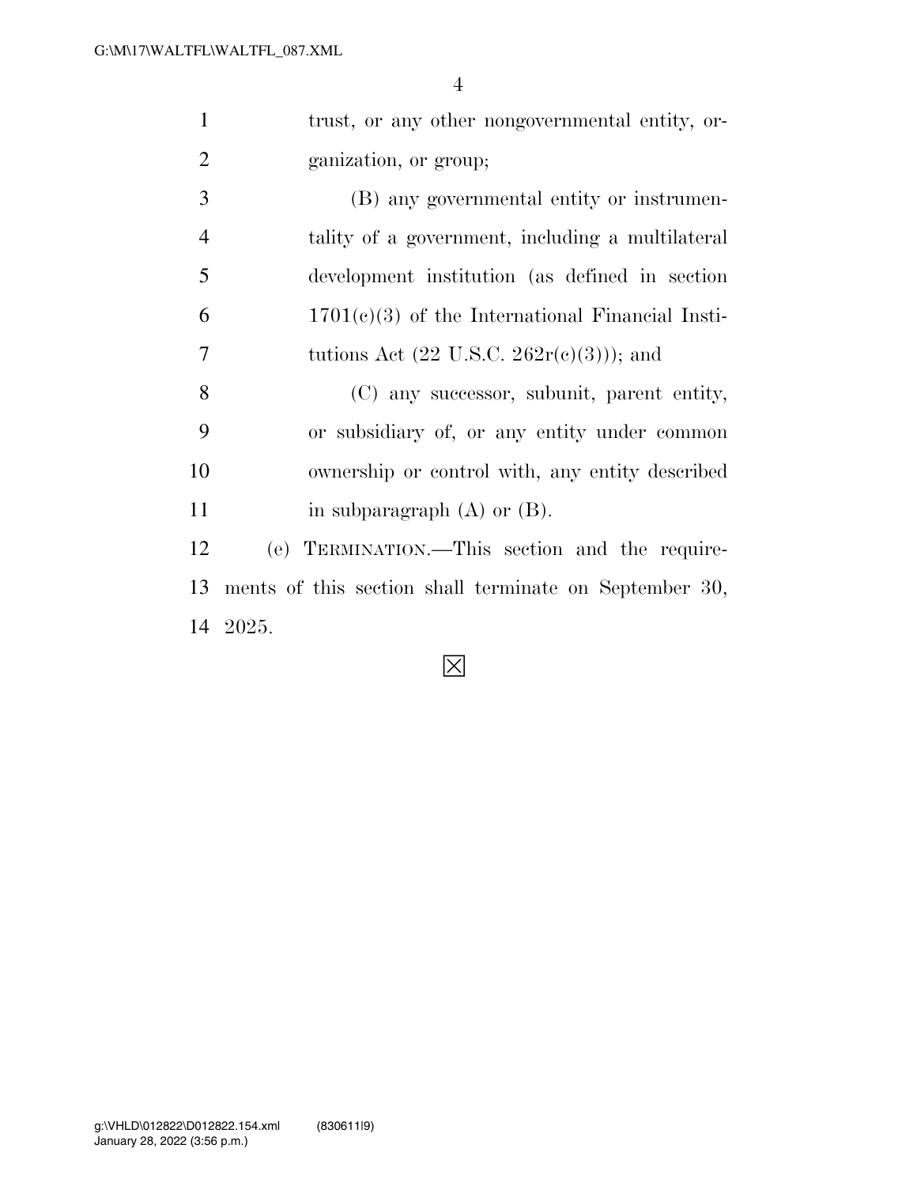trust, or any other nongovernmental entity, organization, or group;

(B) any governmental entity or instrumentality of a government, including a multilateral development institution (as defined in section 1701(c)(3) of the International Financial Institutions Act (22 U.S.C. 262r(c)(3))); and

(C) any successor, subunit, parent entity, or subsidiary of, or any entity under common ownership or control with, any entity described in subparagraph (A) or (B).

(e) TERMINATION.—This section and the requirements of this section shall terminate on September 30, 2025.